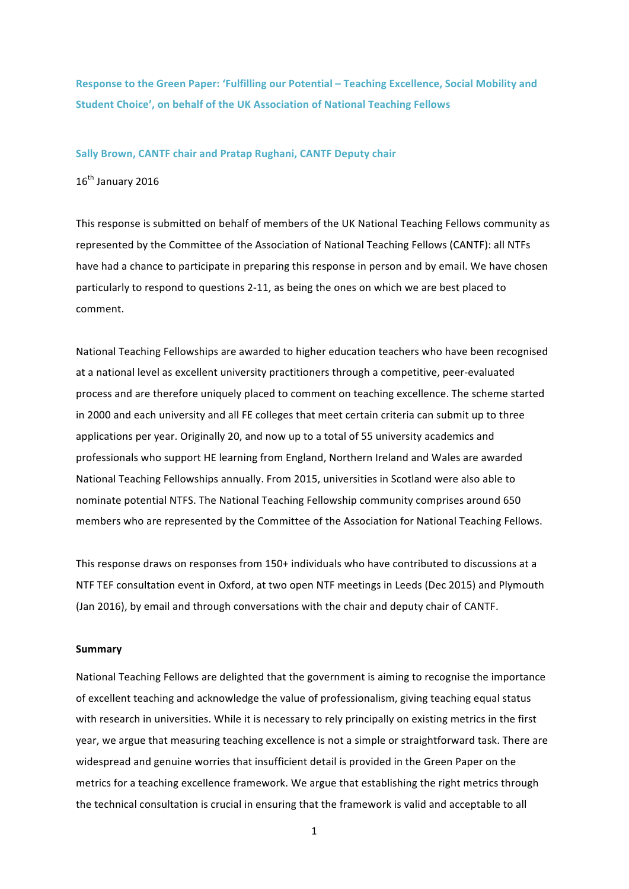**Response to the Green Paper: 'Fulfilling our Potential – Teaching Excellence, Social Mobility and Student Choice', on behalf of the UK Association of National Teaching Fellows**

**Sally Brown, CANTF chair and Pratap Rughani, CANTF Deputy chair**

16th January 2016

This response is submitted on behalf of members of the UK National Teaching Fellows community as represented by the Committee of the Association of National Teaching Fellows (CANTF): all NTFs have had a chance to participate in preparing this response in person and by email. We have chosen particularly to respond to questions 2-11, as being the ones on which we are best placed to comment.

National Teaching Fellowships are awarded to higher education teachers who have been recognised at a national level as excellent university practitioners through a competitive, peer-evaluated process and are therefore uniquely placed to comment on teaching excellence. The scheme started in 2000 and each university and all FE colleges that meet certain criteria can submit up to three applications per year. Originally 20, and now up to a total of 55 university academics and professionals who support HE learning from England, Northern Ireland and Wales are awarded National Teaching Fellowships annually. From 2015, universities in Scotland were also able to nominate potential NTFS. The National Teaching Fellowship community comprises around 650 members who are represented by the Committee of the Association for National Teaching Fellows.

This response draws on responses from 150+ individuals who have contributed to discussions at a NTF TEF consultation event in Oxford, at two open NTF meetings in Leeds (Dec 2015) and Plymouth (Jan 2016), by email and through conversations with the chair and deputy chair of CANTF.

**Summary**

National Teaching Fellows are delighted that the government is aiming to recognise the importance of excellent teaching and acknowledge the value of professionalism, giving teaching equal status with research in universities. While it is necessary to rely principally on existing metrics in the first year, we argue that measuring teaching excellence is not a simple or straightforward task. There are widespread and genuine worries that insufficient detail is provided in the Green Paper on the metrics for a teaching excellence framework. We argue that establishing the right metrics through the technical consultation is crucial in ensuring that the framework is valid and acceptable to all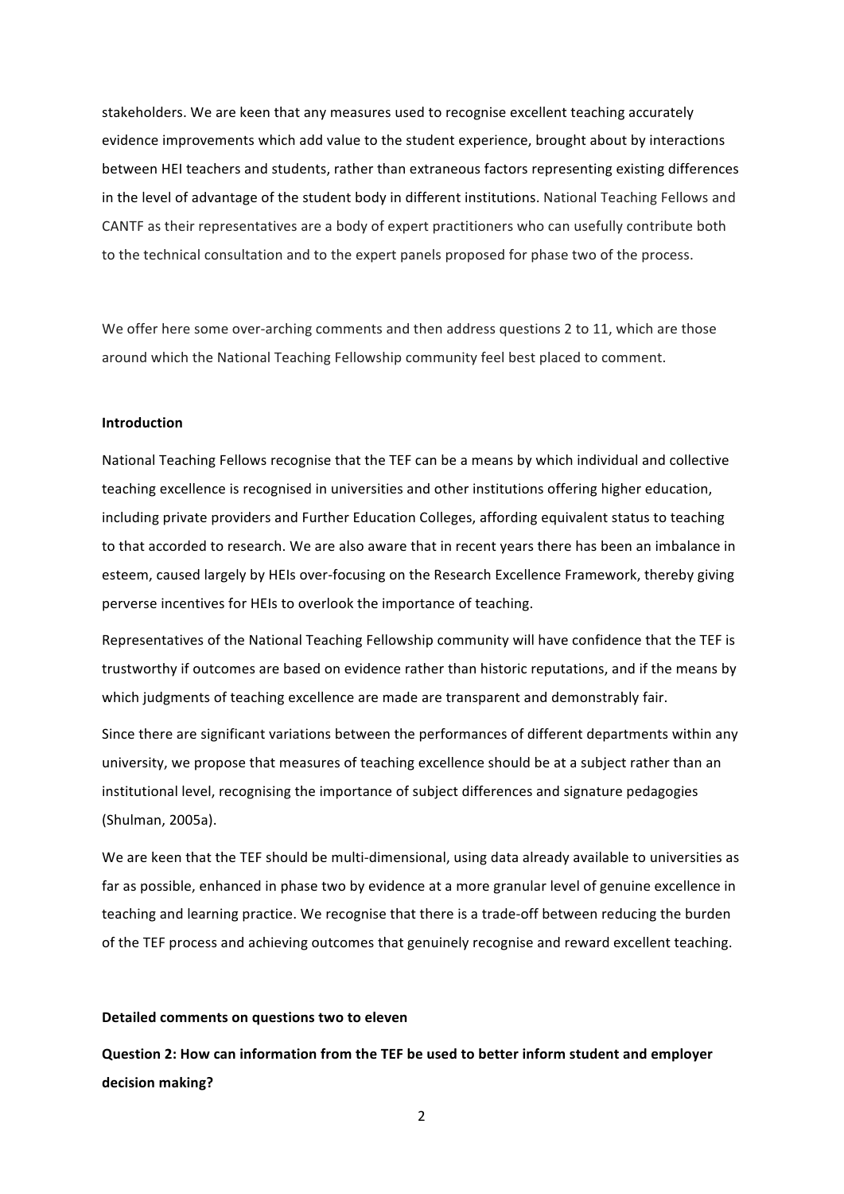stakeholders. We are keen that any measures used to recognise excellent teaching accurately evidence improvements which add value to the student experience, brought about by interactions between HEI teachers and students, rather than extraneous factors representing existing differences in the level of advantage of the student body in different institutions. National Teaching Fellows and CANTF as their representatives are a body of expert practitioners who can usefully contribute both to the technical consultation and to the expert panels proposed for phase two of the process.

We offer here some over-arching comments and then address questions 2 to 11, which are those around which the National Teaching Fellowship community feel best placed to comment.

**Introduction**

National Teaching Fellows recognise that the TEF can be a means by which individual and collective teaching excellence is recognised in universities and other institutions offering higher education, including private providers and Further Education Colleges, affording equivalent status to teaching to that accorded to research. We are also aware that in recent years there has been an imbalance in esteem, caused largely by HEIs over-focusing on the Research Excellence Framework, thereby giving perverse incentives for HEIs to overlook the importance of teaching.

Representatives of the National Teaching Fellowship community will have confidence that the TEF is trustworthy if outcomes are based on evidence rather than historic reputations, and if the means by which judgments of teaching excellence are made are transparent and demonstrably fair.

Since there are significant variations between the performances of different departments within any university, we propose that measures of teaching excellence should be at a subject rather than an institutional level, recognising the importance of subject differences and signature pedagogies (Shulman, 2005a).

We are keen that the TEF should be multi-dimensional, using data already available to universities as far as possible, enhanced in phase two by evidence at a more granular level of genuine excellence in teaching and learning practice. We recognise that there is a trade-off between reducing the burden of the TEF process and achieving outcomes that genuinely recognise and reward excellent teaching.

**Detailed comments on questions two to eleven**

**Question 2: How can information from the TEF be used to better inform student and employer decision making?**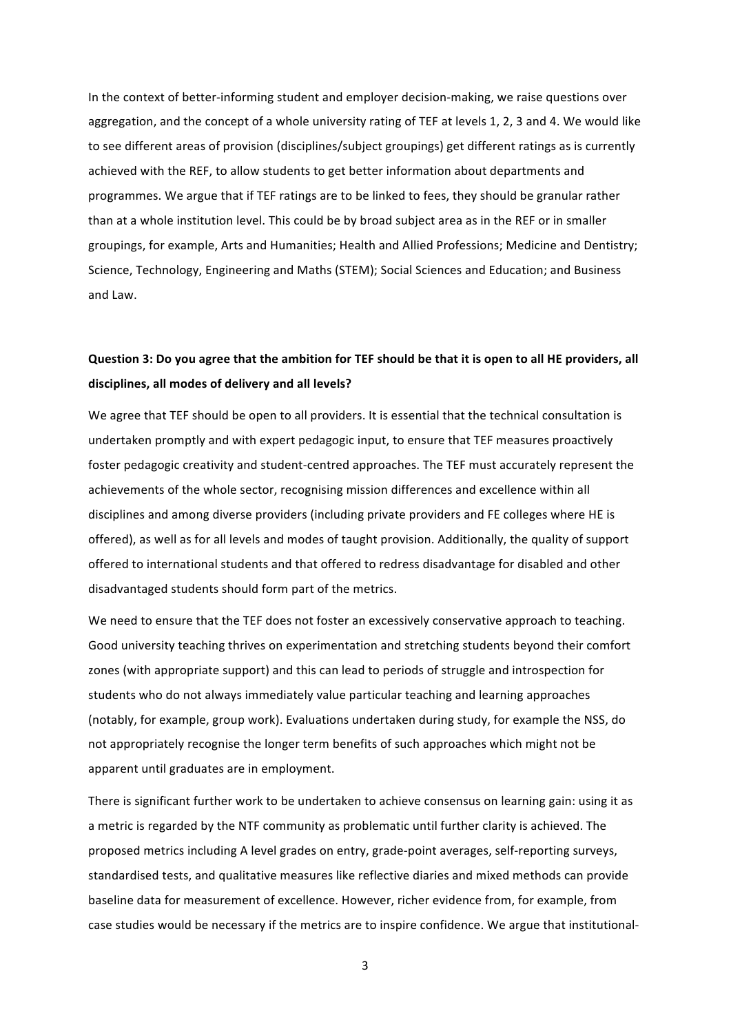In the context of better-informing student and employer decision-making, we raise questions over aggregation, and the concept of a whole university rating of TEF at levels 1, 2, 3 and 4. We would like to see different areas of provision (disciplines/subject groupings) get different ratings as is currently achieved with the REF, to allow students to get better information about departments and programmes. We argue that if TEF ratings are to be linked to fees, they should be granular rather than at a whole institution level. This could be by broad subject area as in the REF or in smaller groupings, for example, Arts and Humanities; Health and Allied Professions; Medicine and Dentistry; Science, Technology, Engineering and Maths (STEM); Social Sciences and Education; and Business and Law.

**Question 3: Do you agree that the ambition for TEF should be that it is open to all HE providers, all disciplines, all modes of delivery and all levels?**

We agree that TEF should be open to all providers. It is essential that the technical consultation is undertaken promptly and with expert pedagogic input, to ensure that TEF measures proactively foster pedagogic creativity and student-centred approaches. The TEF must accurately represent the achievements of the whole sector, recognising mission differences and excellence within all disciplines and among diverse providers (including private providers and FE colleges where HE is offered), as well as for all levels and modes of taught provision. Additionally, the quality of support offered to international students and that offered to redress disadvantage for disabled and other disadvantaged students should form part of the metrics.

We need to ensure that the TEF does not foster an excessively conservative approach to teaching. Good university teaching thrives on experimentation and stretching students beyond their comfort zones (with appropriate support) and this can lead to periods of struggle and introspection for students who do not always immediately value particular teaching and learning approaches (notably, for example, group work). Evaluations undertaken during study, for example the NSS, do not appropriately recognise the longer term benefits of such approaches which might not be apparent until graduates are in employment.

There is significant further work to be undertaken to achieve consensus on learning gain: using it as a metric is regarded by the NTF community as problematic until further clarity is achieved. The proposed metrics including A level grades on entry, grade-point averages, self-reporting surveys, standardised tests, and qualitative measures like reflective diaries and mixed methods can provide baseline data for measurement of excellence. However, richer evidence from, for example, from case studies would be necessary if the metrics are to inspire confidence. We argue that institutional-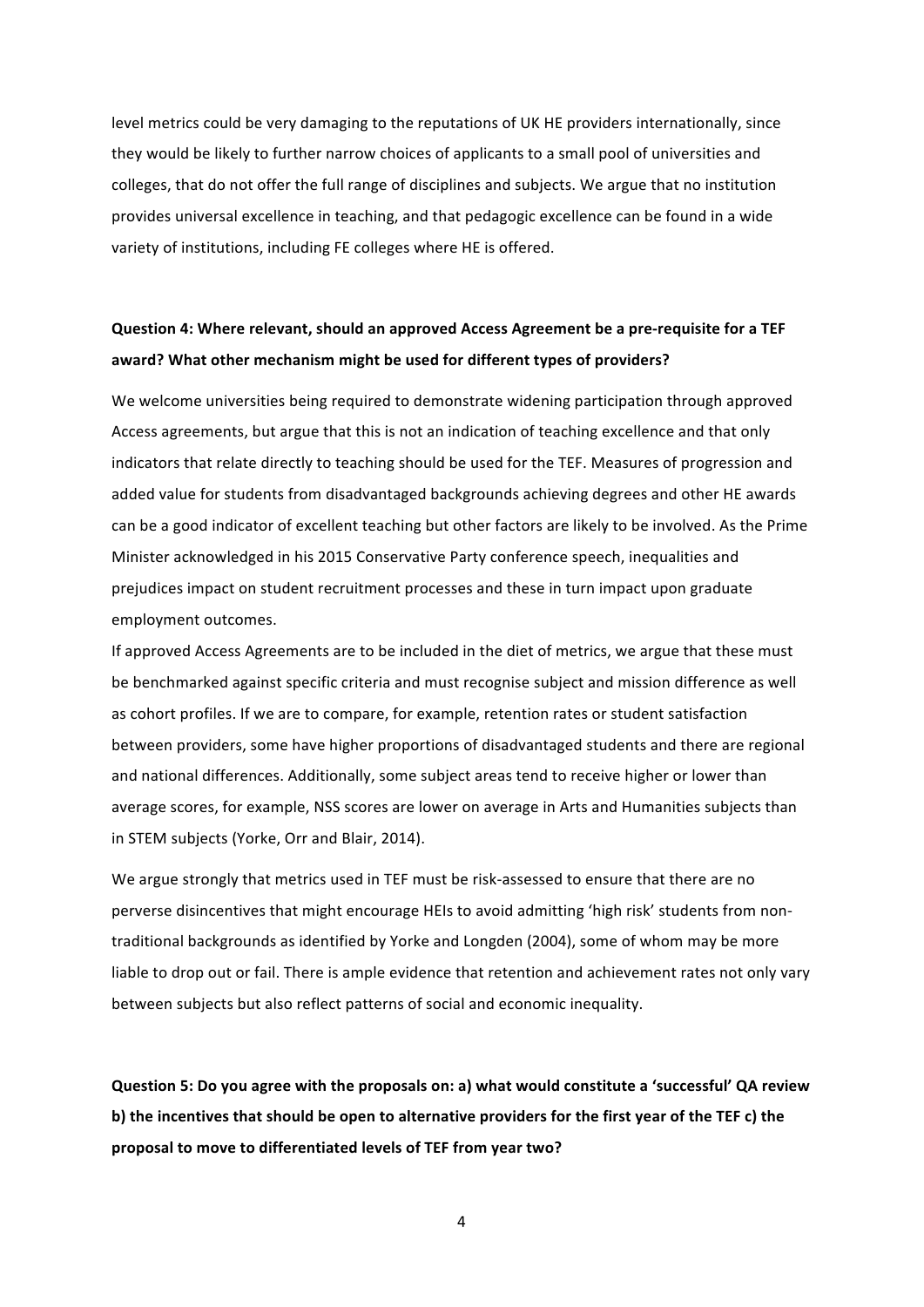level metrics could be very damaging to the reputations of UK HE providers internationally, since they would be likely to further narrow choices of applicants to a small pool of universities and colleges, that do not offer the full range of disciplines and subjects. We argue that no institution provides universal excellence in teaching, and that pedagogic excellence can be found in a wide variety of institutions, including FE colleges where HE is offered.

**Question 4: Where relevant, should an approved Access Agreement be a pre-requisite for a TEF award? What other mechanism might be used for different types of providers?**

We welcome universities being required to demonstrate widening participation through approved Access agreements, but argue that this is not an indication of teaching excellence and that only indicators that relate directly to teaching should be used for the TEF. Measures of progression and added value for students from disadvantaged backgrounds achieving degrees and other HE awards can be a good indicator of excellent teaching but other factors are likely to be involved. As the Prime Minister acknowledged in his 2015 Conservative Party conference speech, inequalities and prejudices impact on student recruitment processes and these in turn impact upon graduate employment outcomes.

If approved Access Agreements are to be included in the diet of metrics, we argue that these must be benchmarked against specific criteria and must recognise subject and mission difference as well as cohort profiles. If we are to compare, for example, retention rates or student satisfaction between providers, some have higher proportions of disadvantaged students and there are regional and national differences. Additionally, some subject areas tend to receive higher or lower than average scores, for example, NSS scores are lower on average in Arts and Humanities subjects than in STEM subjects (Yorke, Orr and Blair, 2014).

We argue strongly that metrics used in TEF must be risk-assessed to ensure that there are no perverse disincentives that might encourage HEIs to avoid admitting 'high risk' students from non-traditional backgrounds as identified by Yorke and Longden (2004), some of whom may be more liable to drop out or fail. There is ample evidence that retention and achievement rates not only vary between subjects but also reflect patterns of social and economic inequality.

**Question 5: Do you agree with the proposals on: a) what would constitute a 'successful' QA review b) the incentives that should be open to alternative providers for the first year of the TEF c) the proposal to move to differentiated levels of TEF from year two?**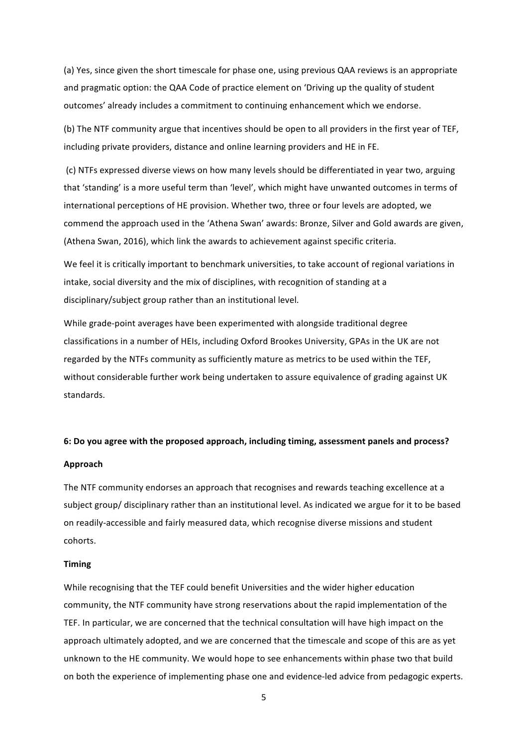(a) Yes, since given the short timescale for phase one, using previous QAA reviews is an appropriate and pragmatic option: the QAA Code of practice element on 'Driving up the quality of student outcomes' already includes a commitment to continuing enhancement which we endorse.

(b) The NTF community argue that incentives should be open to all providers in the first year of TEF, including private providers, distance and online learning providers and HE in FE.

(c) NTFs expressed diverse views on how many levels should be differentiated in year two, arguing that 'standing' is a more useful term than 'level', which might have unwanted outcomes in terms of international perceptions of HE provision. Whether two, three or four levels are adopted, we commend the approach used in the 'Athena Swan' awards: Bronze, Silver and Gold awards are given, (Athena Swan, 2016), which link the awards to achievement against specific criteria.

We feel it is critically important to benchmark universities, to take account of regional variations in intake, social diversity and the mix of disciplines, with recognition of standing at a disciplinary/subject group rather than an institutional level.

While grade-point averages have been experimented with alongside traditional degree classifications in a number of HEIs, including Oxford Brookes University, GPAs in the UK are not regarded by the NTFs community as sufficiently mature as metrics to be used within the TEF, without considerable further work being undertaken to assure equivalence of grading against UK standards.

**6: Do you agree with the proposed approach, including timing, assessment panels and process?**

**Approach**

The NTF community endorses an approach that recognises and rewards teaching excellence at a subject group/ disciplinary rather than an institutional level. As indicated we argue for it to be based on readily-accessible and fairly measured data, which recognise diverse missions and student cohorts.

**Timing**

While recognising that the TEF could benefit Universities and the wider higher education community, the NTF community have strong reservations about the rapid implementation of the TEF. In particular, we are concerned that the technical consultation will have high impact on the approach ultimately adopted, and we are concerned that the timescale and scope of this are as yet unknown to the HE community. We would hope to see enhancements within phase two that build on both the experience of implementing phase one and evidence-led advice from pedagogic experts.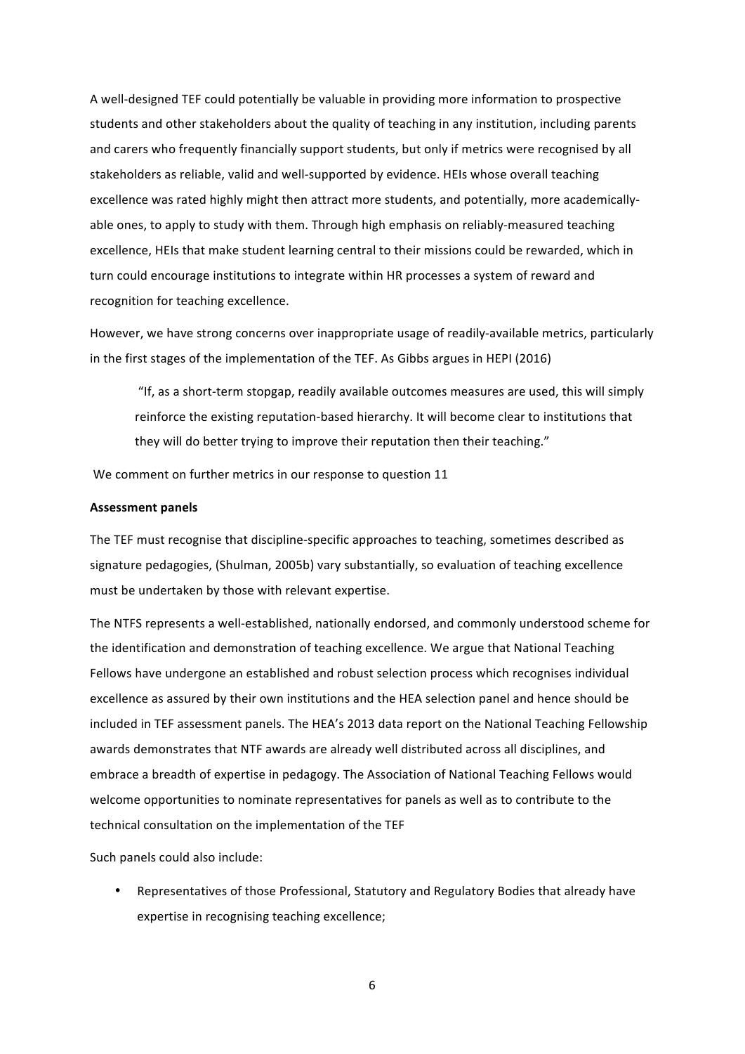A well-designed TEF could potentially be valuable in providing more information to prospective students and other stakeholders about the quality of teaching in any institution, including parents and carers who frequently financially support students, but only if metrics were recognised by all stakeholders as reliable, valid and well-supported by evidence. HEIs whose overall teaching excellence was rated highly might then attract more students, and potentially, more academically-able ones, to apply to study with them. Through high emphasis on reliably-measured teaching excellence, HEIs that make student learning central to their missions could be rewarded, which in turn could encourage institutions to integrate within HR processes a system of reward and recognition for teaching excellence.

However, we have strong concerns over inappropriate usage of readily-available metrics, particularly in the first stages of the implementation of the TEF. As Gibbs argues in HEPI (2016)

> "If, as a short-term stopgap, readily available outcomes measures are used, this will simply reinforce the existing reputation-based hierarchy. It will become clear to institutions that they will do better trying to improve their reputation then their teaching."

We comment on further metrics in our response to question 11

**Assessment panels**

The TEF must recognise that discipline-specific approaches to teaching, sometimes described as signature pedagogies, (Shulman, 2005b) vary substantially, so evaluation of teaching excellence must be undertaken by those with relevant expertise.

The NTFS represents a well-established, nationally endorsed, and commonly understood scheme for the identification and demonstration of teaching excellence. We argue that National Teaching Fellows have undergone an established and robust selection process which recognises individual excellence as assured by their own institutions and the HEA selection panel and hence should be included in TEF assessment panels. The HEA's 2013 data report on the National Teaching Fellowship awards demonstrates that NTF awards are already well distributed across all disciplines, and embrace a breadth of expertise in pedagogy. The Association of National Teaching Fellows would welcome opportunities to nominate representatives for panels as well as to contribute to the technical consultation on the implementation of the TEF

Such panels could also include:

- Representatives of those Professional, Statutory and Regulatory Bodies that already have expertise in recognising teaching excellence;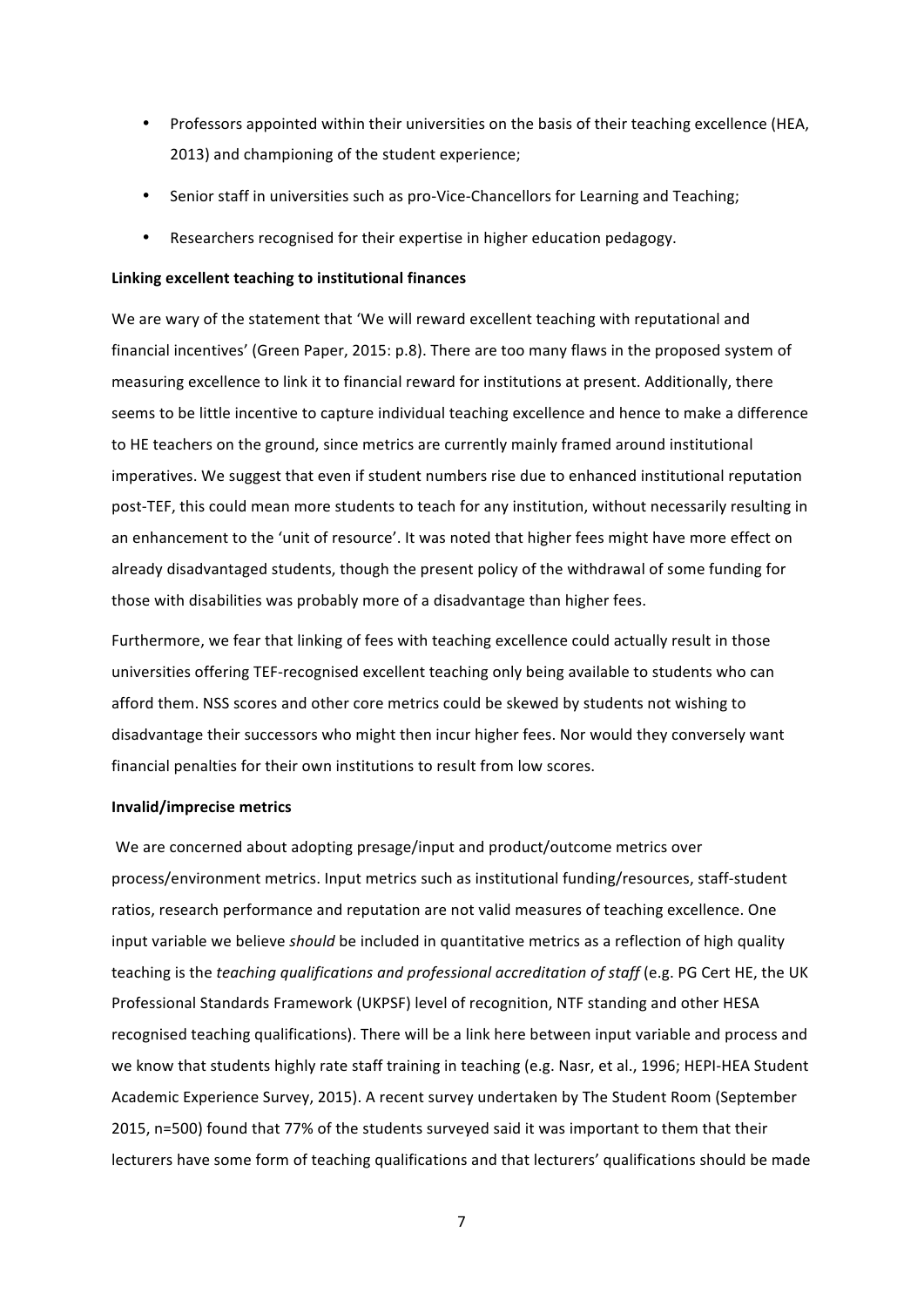- Professors appointed within their universities on the basis of their teaching excellence (HEA, 2013) and championing of the student experience;
- Senior staff in universities such as pro-Vice-Chancellors for Learning and Teaching;
- Researchers recognised for their expertise in higher education pedagogy.

**Linking excellent teaching to institutional finances**

We are wary of the statement that 'We will reward excellent teaching with reputational and financial incentives' (Green Paper, 2015: p.8). There are too many flaws in the proposed system of measuring excellence to link it to financial reward for institutions at present. Additionally, there seems to be little incentive to capture individual teaching excellence and hence to make a difference to HE teachers on the ground, since metrics are currently mainly framed around institutional imperatives. We suggest that even if student numbers rise due to enhanced institutional reputation post-TEF, this could mean more students to teach for any institution, without necessarily resulting in an enhancement to the 'unit of resource'. It was noted that higher fees might have more effect on already disadvantaged students, though the present policy of the withdrawal of some funding for those with disabilities was probably more of a disadvantage than higher fees.

Furthermore, we fear that linking of fees with teaching excellence could actually result in those universities offering TEF-recognised excellent teaching only being available to students who can afford them. NSS scores and other core metrics could be skewed by students not wishing to disadvantage their successors who might then incur higher fees. Nor would they conversely want financial penalties for their own institutions to result from low scores.

**Invalid/imprecise metrics**

We are concerned about adopting presage/input and product/outcome metrics over process/environment metrics. Input metrics such as institutional funding/resources, staff-student ratios, research performance and reputation are not valid measures of teaching excellence. One input variable we believe *should* be included in quantitative metrics as a reflection of high quality teaching is the *teaching qualifications and professional accreditation of staff* (e.g. PG Cert HE, the UK Professional Standards Framework (UKPSF) level of recognition, NTF standing and other HESA recognised teaching qualifications). There will be a link here between input variable and process and we know that students highly rate staff training in teaching (e.g. Nasr, et al., 1996; HEPI-HEA Student Academic Experience Survey, 2015). A recent survey undertaken by The Student Room (September 2015, n=500) found that 77% of the students surveyed said it was important to them that their lecturers have some form of teaching qualifications and that lecturers' qualifications should be made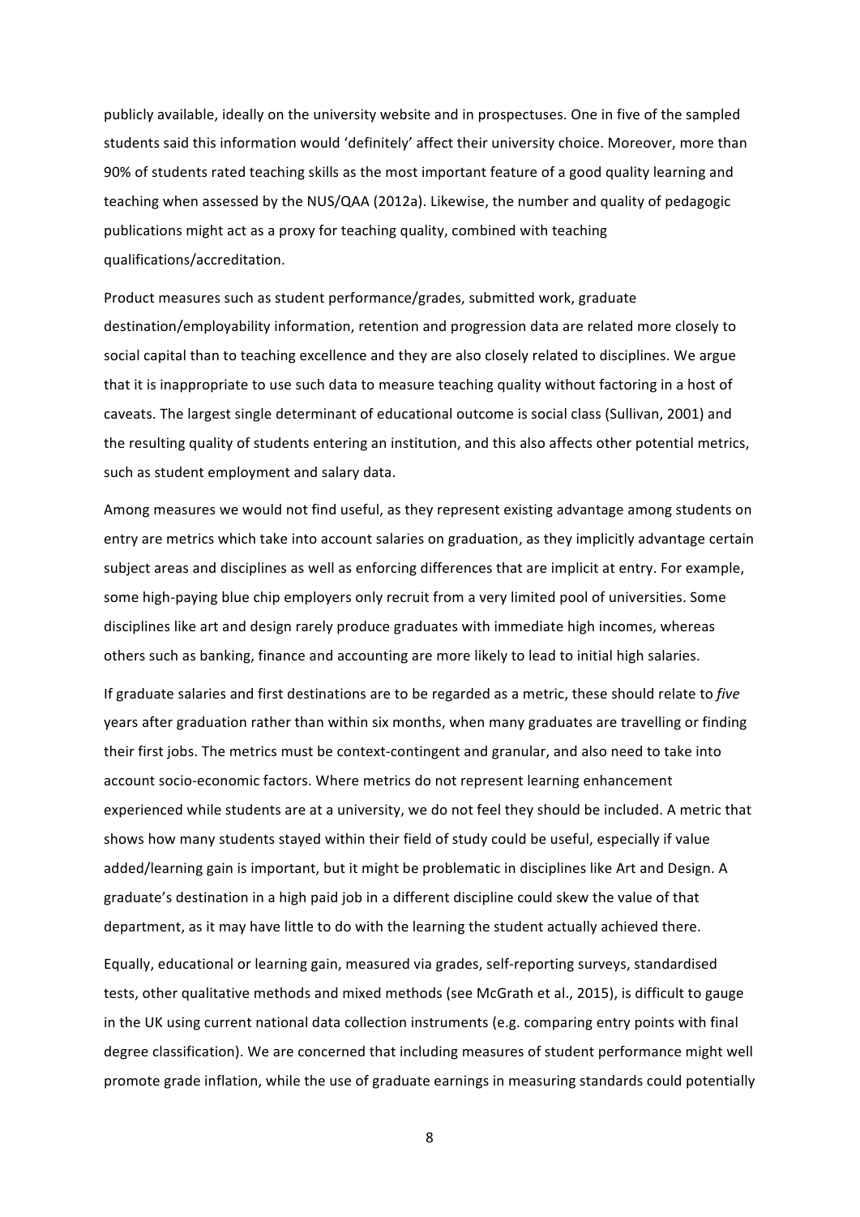publicly available, ideally on the university website and in prospectuses. One in five of the sampled students said this information would 'definitely' affect their university choice. Moreover, more than 90% of students rated teaching skills as the most important feature of a good quality learning and teaching when assessed by the NUS/QAA (2012a). Likewise, the number and quality of pedagogic publications might act as a proxy for teaching quality, combined with teaching qualifications/accreditation.

Product measures such as student performance/grades, submitted work, graduate destination/employability information, retention and progression data are related more closely to social capital than to teaching excellence and they are also closely related to disciplines. We argue that it is inappropriate to use such data to measure teaching quality without factoring in a host of caveats. The largest single determinant of educational outcome is social class (Sullivan, 2001) and the resulting quality of students entering an institution, and this also affects other potential metrics, such as student employment and salary data.

Among measures we would not find useful, as they represent existing advantage among students on entry are metrics which take into account salaries on graduation, as they implicitly advantage certain subject areas and disciplines as well as enforcing differences that are implicit at entry. For example, some high-paying blue chip employers only recruit from a very limited pool of universities. Some disciplines like art and design rarely produce graduates with immediate high incomes, whereas others such as banking, finance and accounting are more likely to lead to initial high salaries.

If graduate salaries and first destinations are to be regarded as a metric, these should relate to *five* years after graduation rather than within six months, when many graduates are travelling or finding their first jobs. The metrics must be context-contingent and granular, and also need to take into account socio-economic factors. Where metrics do not represent learning enhancement experienced while students are at a university, we do not feel they should be included. A metric that shows how many students stayed within their field of study could be useful, especially if value added/learning gain is important, but it might be problematic in disciplines like Art and Design. A graduate's destination in a high paid job in a different discipline could skew the value of that department, as it may have little to do with the learning the student actually achieved there.

Equally, educational or learning gain, measured via grades, self-reporting surveys, standardised tests, other qualitative methods and mixed methods (see McGrath et al., 2015), is difficult to gauge in the UK using current national data collection instruments (e.g. comparing entry points with final degree classification). We are concerned that including measures of student performance might well promote grade inflation, while the use of graduate earnings in measuring standards could potentially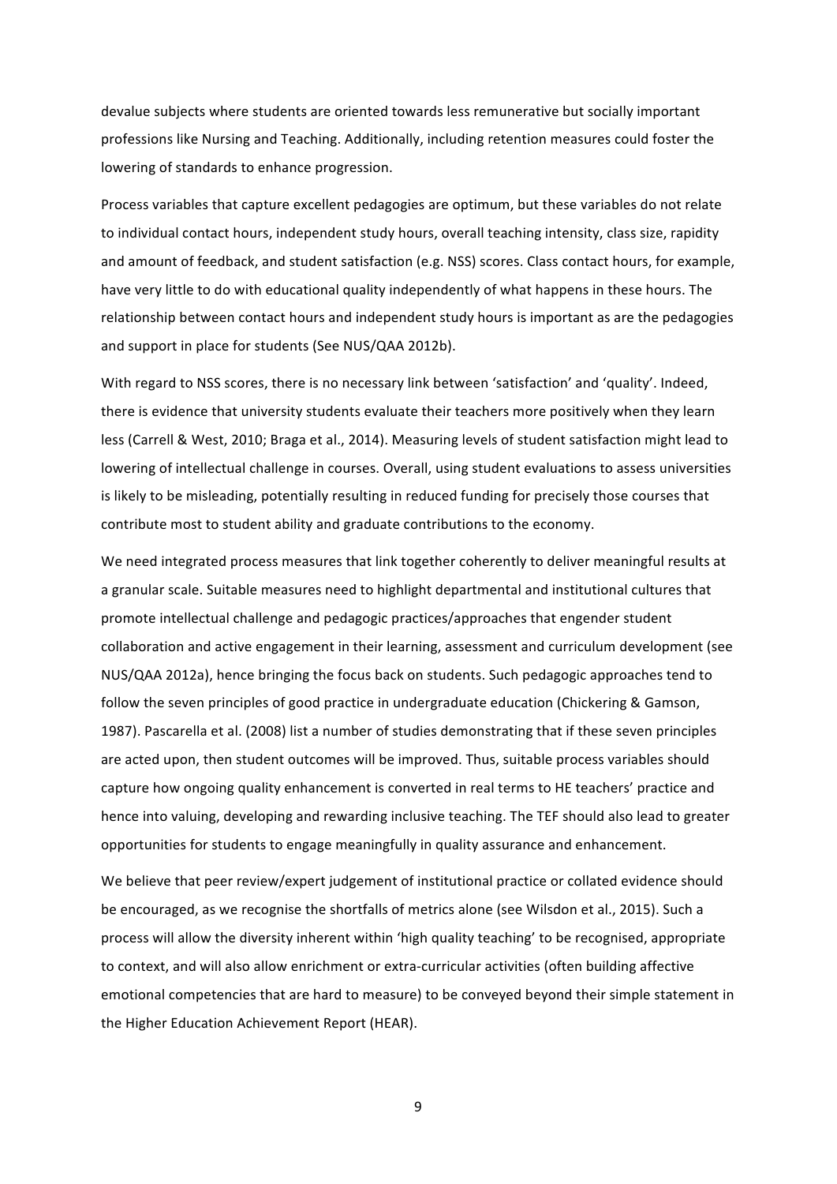devalue subjects where students are oriented towards less remunerative but socially important professions like Nursing and Teaching. Additionally, including retention measures could foster the lowering of standards to enhance progression.

Process variables that capture excellent pedagogies are optimum, but these variables do not relate to individual contact hours, independent study hours, overall teaching intensity, class size, rapidity and amount of feedback, and student satisfaction (e.g. NSS) scores. Class contact hours, for example, have very little to do with educational quality independently of what happens in these hours. The relationship between contact hours and independent study hours is important as are the pedagogies and support in place for students (See NUS/QAA 2012b).

With regard to NSS scores, there is no necessary link between 'satisfaction' and 'quality'. Indeed, there is evidence that university students evaluate their teachers more positively when they learn less (Carrell & West, 2010; Braga et al., 2014). Measuring levels of student satisfaction might lead to lowering of intellectual challenge in courses. Overall, using student evaluations to assess universities is likely to be misleading, potentially resulting in reduced funding for precisely those courses that contribute most to student ability and graduate contributions to the economy.

We need integrated process measures that link together coherently to deliver meaningful results at a granular scale. Suitable measures need to highlight departmental and institutional cultures that promote intellectual challenge and pedagogic practices/approaches that engender student collaboration and active engagement in their learning, assessment and curriculum development (see NUS/QAA 2012a), hence bringing the focus back on students. Such pedagogic approaches tend to follow the seven principles of good practice in undergraduate education (Chickering & Gamson, 1987). Pascarella et al. (2008) list a number of studies demonstrating that if these seven principles are acted upon, then student outcomes will be improved. Thus, suitable process variables should capture how ongoing quality enhancement is converted in real terms to HE teachers' practice and hence into valuing, developing and rewarding inclusive teaching. The TEF should also lead to greater opportunities for students to engage meaningfully in quality assurance and enhancement.

We believe that peer review/expert judgement of institutional practice or collated evidence should be encouraged, as we recognise the shortfalls of metrics alone (see Wilsdon et al., 2015). Such a process will allow the diversity inherent within 'high quality teaching' to be recognised, appropriate to context, and will also allow enrichment or extra-curricular activities (often building affective emotional competencies that are hard to measure) to be conveyed beyond their simple statement in the Higher Education Achievement Report (HEAR).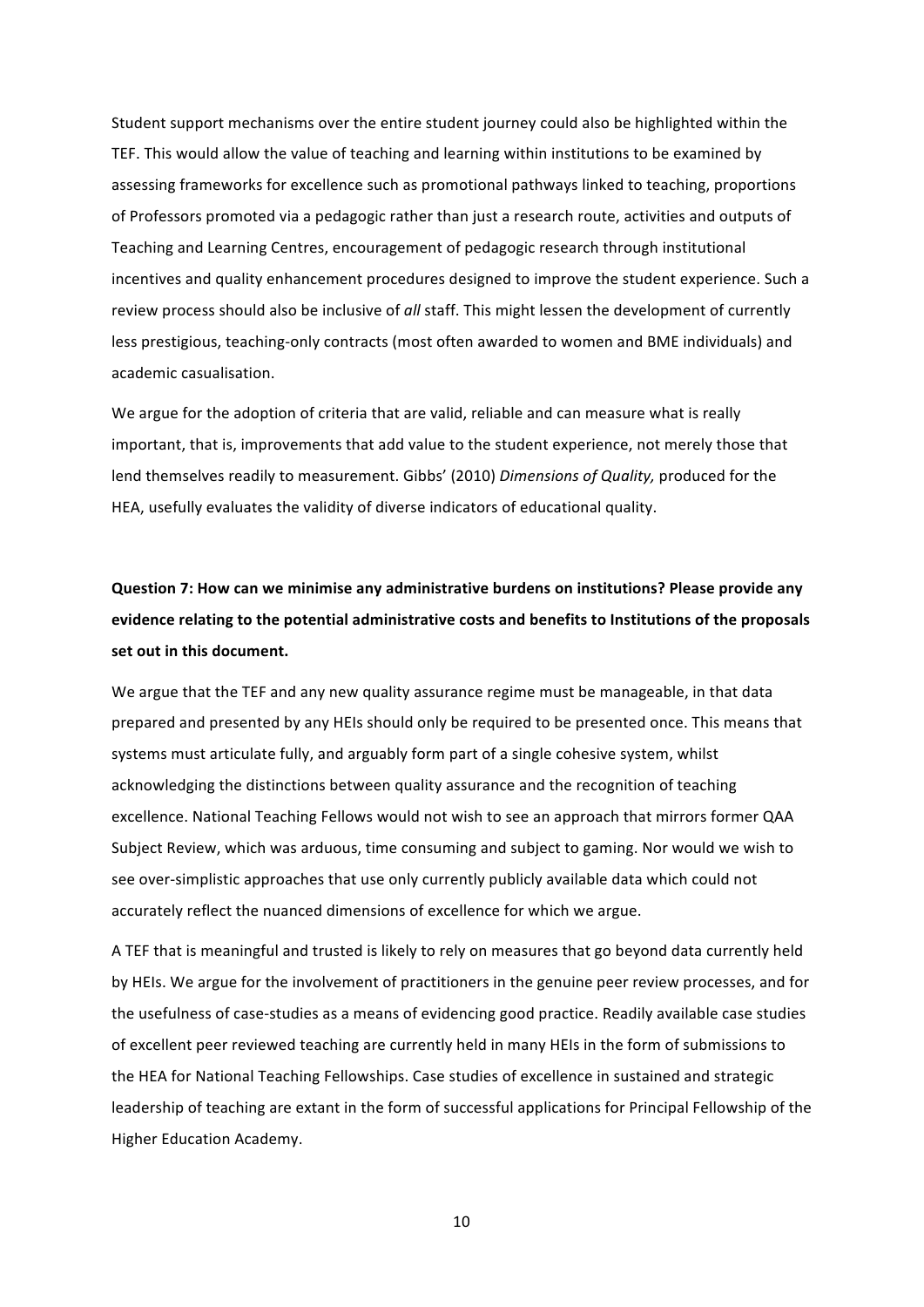Student support mechanisms over the entire student journey could also be highlighted within the TEF. This would allow the value of teaching and learning within institutions to be examined by assessing frameworks for excellence such as promotional pathways linked to teaching, proportions of Professors promoted via a pedagogic rather than just a research route, activities and outputs of Teaching and Learning Centres, encouragement of pedagogic research through institutional incentives and quality enhancement procedures designed to improve the student experience. Such a review process should also be inclusive of *all* staff. This might lessen the development of currently less prestigious, teaching-only contracts (most often awarded to women and BME individuals) and academic casualisation.

We argue for the adoption of criteria that are valid, reliable and can measure what is really important, that is, improvements that add value to the student experience, not merely those that lend themselves readily to measurement. Gibbs' (2010) *Dimensions of Quality,* produced for the HEA, usefully evaluates the validity of diverse indicators of educational quality.

**Question 7: How can we minimise any administrative burdens on institutions? Please provide any evidence relating to the potential administrative costs and benefits to Institutions of the proposals set out in this document.**

We argue that the TEF and any new quality assurance regime must be manageable, in that data prepared and presented by any HEIs should only be required to be presented once. This means that systems must articulate fully, and arguably form part of a single cohesive system, whilst acknowledging the distinctions between quality assurance and the recognition of teaching excellence. National Teaching Fellows would not wish to see an approach that mirrors former QAA Subject Review, which was arduous, time consuming and subject to gaming. Nor would we wish to see over-simplistic approaches that use only currently publicly available data which could not accurately reflect the nuanced dimensions of excellence for which we argue.

A TEF that is meaningful and trusted is likely to rely on measures that go beyond data currently held by HEIs. We argue for the involvement of practitioners in the genuine peer review processes, and for the usefulness of case-studies as a means of evidencing good practice. Readily available case studies of excellent peer reviewed teaching are currently held in many HEIs in the form of submissions to the HEA for National Teaching Fellowships. Case studies of excellence in sustained and strategic leadership of teaching are extant in the form of successful applications for Principal Fellowship of the Higher Education Academy.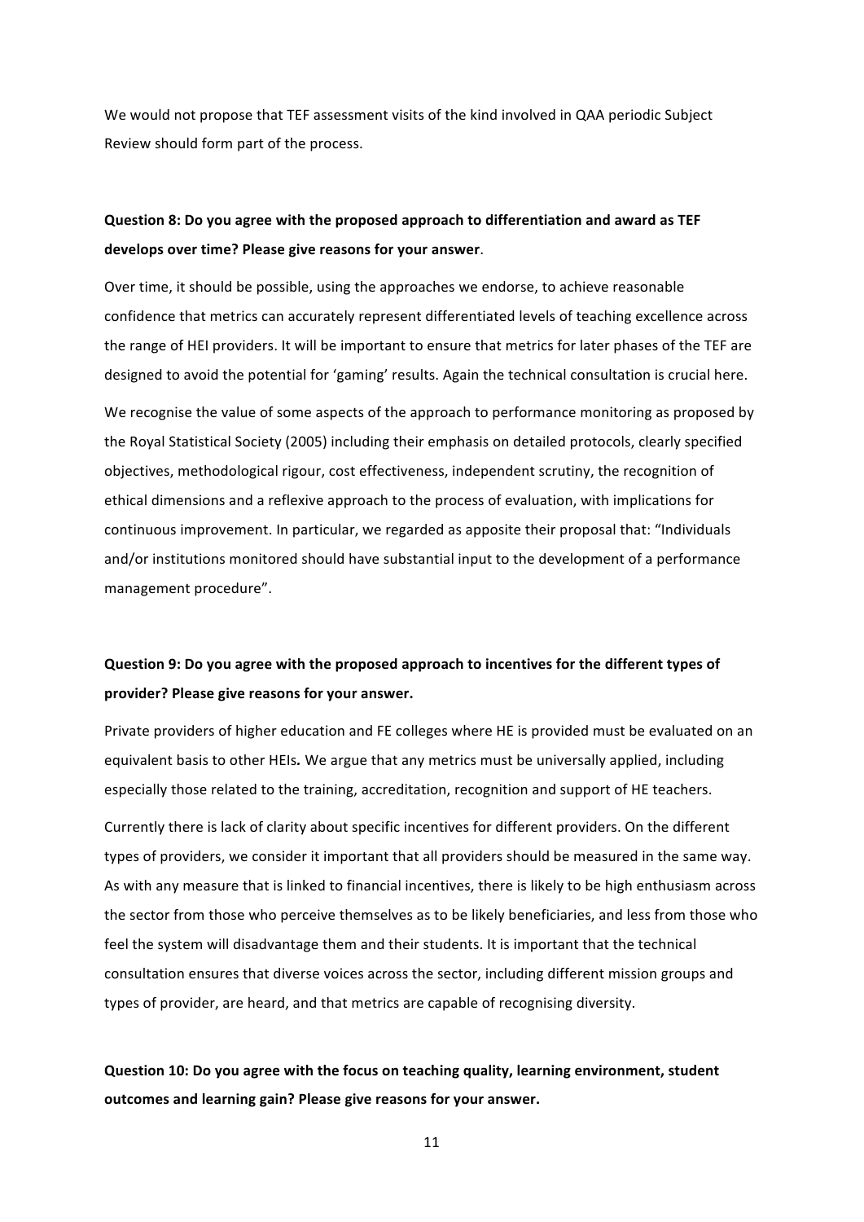We would not propose that TEF assessment visits of the kind involved in QAA periodic Subject Review should form part of the process.

**Question 8: Do you agree with the proposed approach to differentiation and award as TEF develops over time? Please give reasons for your answer**.

Over time, it should be possible, using the approaches we endorse, to achieve reasonable confidence that metrics can accurately represent differentiated levels of teaching excellence across the range of HEI providers. It will be important to ensure that metrics for later phases of the TEF are designed to avoid the potential for 'gaming' results. Again the technical consultation is crucial here.

We recognise the value of some aspects of the approach to performance monitoring as proposed by the Royal Statistical Society (2005) including their emphasis on detailed protocols, clearly specified objectives, methodological rigour, cost effectiveness, independent scrutiny, the recognition of ethical dimensions and a reflexive approach to the process of evaluation, with implications for continuous improvement. In particular, we regarded as apposite their proposal that: "Individuals and/or institutions monitored should have substantial input to the development of a performance management procedure".

**Question 9: Do you agree with the proposed approach to incentives for the different types of provider? Please give reasons for your answer.**

Private providers of higher education and FE colleges where HE is provided must be evaluated on an equivalent basis to other HEIs*.* We argue that any metrics must be universally applied, including especially those related to the training, accreditation, recognition and support of HE teachers.

Currently there is lack of clarity about specific incentives for different providers. On the different types of providers, we consider it important that all providers should be measured in the same way. As with any measure that is linked to financial incentives, there is likely to be high enthusiasm across the sector from those who perceive themselves as to be likely beneficiaries, and less from those who feel the system will disadvantage them and their students. It is important that the technical consultation ensures that diverse voices across the sector, including different mission groups and types of provider, are heard, and that metrics are capable of recognising diversity.

**Question 10: Do you agree with the focus on teaching quality, learning environment, student outcomes and learning gain? Please give reasons for your answer.**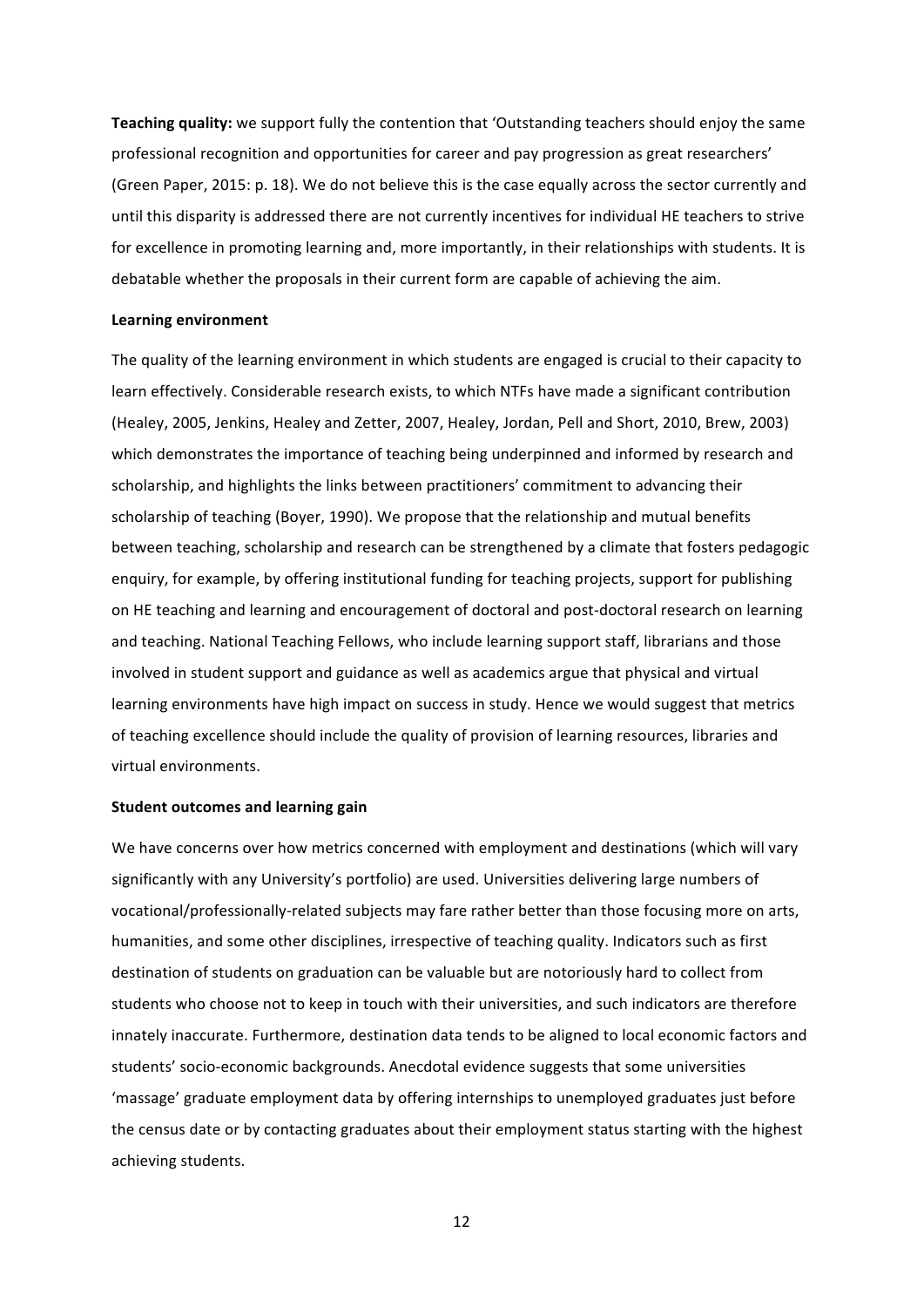**Teaching quality:** we support fully the contention that 'Outstanding teachers should enjoy the same professional recognition and opportunities for career and pay progression as great researchers' (Green Paper, 2015: p. 18). We do not believe this is the case equally across the sector currently and until this disparity is addressed there are not currently incentives for individual HE teachers to strive for excellence in promoting learning and, more importantly, in their relationships with students. It is debatable whether the proposals in their current form are capable of achieving the aim.

**Learning environment**

The quality of the learning environment in which students are engaged is crucial to their capacity to learn effectively. Considerable research exists, to which NTFs have made a significant contribution (Healey, 2005, Jenkins, Healey and Zetter, 2007, Healey, Jordan, Pell and Short, 2010, Brew, 2003) which demonstrates the importance of teaching being underpinned and informed by research and scholarship, and highlights the links between practitioners' commitment to advancing their scholarship of teaching (Boyer, 1990). We propose that the relationship and mutual benefits between teaching, scholarship and research can be strengthened by a climate that fosters pedagogic enquiry, for example, by offering institutional funding for teaching projects, support for publishing on HE teaching and learning and encouragement of doctoral and post-doctoral research on learning and teaching. National Teaching Fellows, who include learning support staff, librarians and those involved in student support and guidance as well as academics argue that physical and virtual learning environments have high impact on success in study. Hence we would suggest that metrics of teaching excellence should include the quality of provision of learning resources, libraries and virtual environments.

**Student outcomes and learning gain**

We have concerns over how metrics concerned with employment and destinations (which will vary significantly with any University's portfolio) are used. Universities delivering large numbers of vocational/professionally-related subjects may fare rather better than those focusing more on arts, humanities, and some other disciplines, irrespective of teaching quality. Indicators such as first destination of students on graduation can be valuable but are notoriously hard to collect from students who choose not to keep in touch with their universities, and such indicators are therefore innately inaccurate. Furthermore, destination data tends to be aligned to local economic factors and students' socio-economic backgrounds. Anecdotal evidence suggests that some universities 'massage' graduate employment data by offering internships to unemployed graduates just before the census date or by contacting graduates about their employment status starting with the highest achieving students.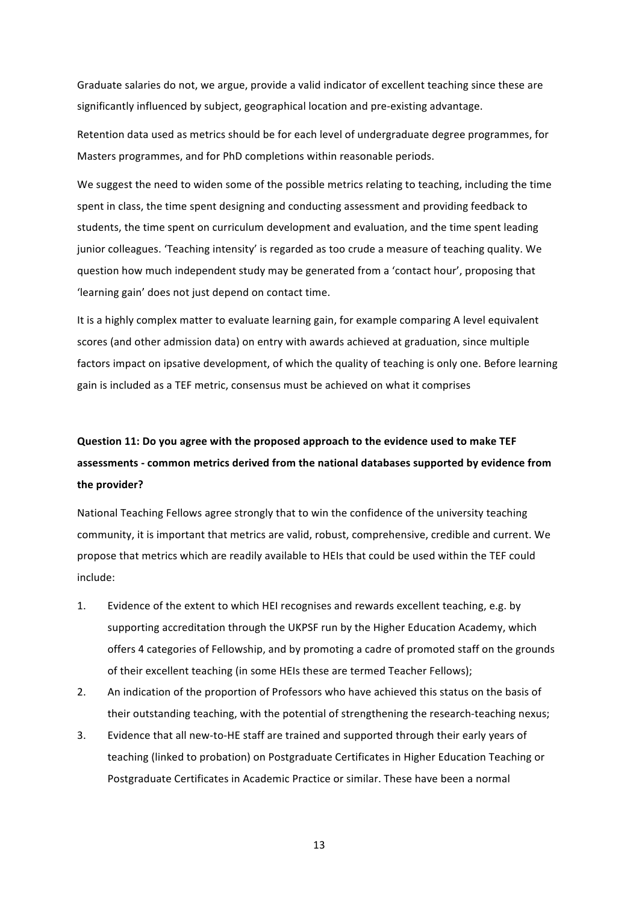Graduate salaries do not, we argue, provide a valid indicator of excellent teaching since these are significantly influenced by subject, geographical location and pre-existing advantage.

Retention data used as metrics should be for each level of undergraduate degree programmes, for Masters programmes, and for PhD completions within reasonable periods.

We suggest the need to widen some of the possible metrics relating to teaching, including the time spent in class, the time spent designing and conducting assessment and providing feedback to students, the time spent on curriculum development and evaluation, and the time spent leading junior colleagues. 'Teaching intensity' is regarded as too crude a measure of teaching quality. We question how much independent study may be generated from a 'contact hour', proposing that 'learning gain' does not just depend on contact time.

It is a highly complex matter to evaluate learning gain, for example comparing A level equivalent scores (and other admission data) on entry with awards achieved at graduation, since multiple factors impact on ipsative development, of which the quality of teaching is only one. Before learning gain is included as a TEF metric, consensus must be achieved on what it comprises

**Question 11: Do you agree with the proposed approach to the evidence used to make TEF assessments - common metrics derived from the national databases supported by evidence from the provider?**

National Teaching Fellows agree strongly that to win the confidence of the university teaching community, it is important that metrics are valid, robust, comprehensive, credible and current. We propose that metrics which are readily available to HEIs that could be used within the TEF could include:

1. Evidence of the extent to which HEI recognises and rewards excellent teaching, e.g. by supporting accreditation through the UKPSF run by the Higher Education Academy, which offers 4 categories of Fellowship, and by promoting a cadre of promoted staff on the grounds of their excellent teaching (in some HEIs these are termed Teacher Fellows);
2. An indication of the proportion of Professors who have achieved this status on the basis of their outstanding teaching, with the potential of strengthening the research-teaching nexus;
3. Evidence that all new-to-HE staff are trained and supported through their early years of teaching (linked to probation) on Postgraduate Certificates in Higher Education Teaching or Postgraduate Certificates in Academic Practice or similar. These have been a normal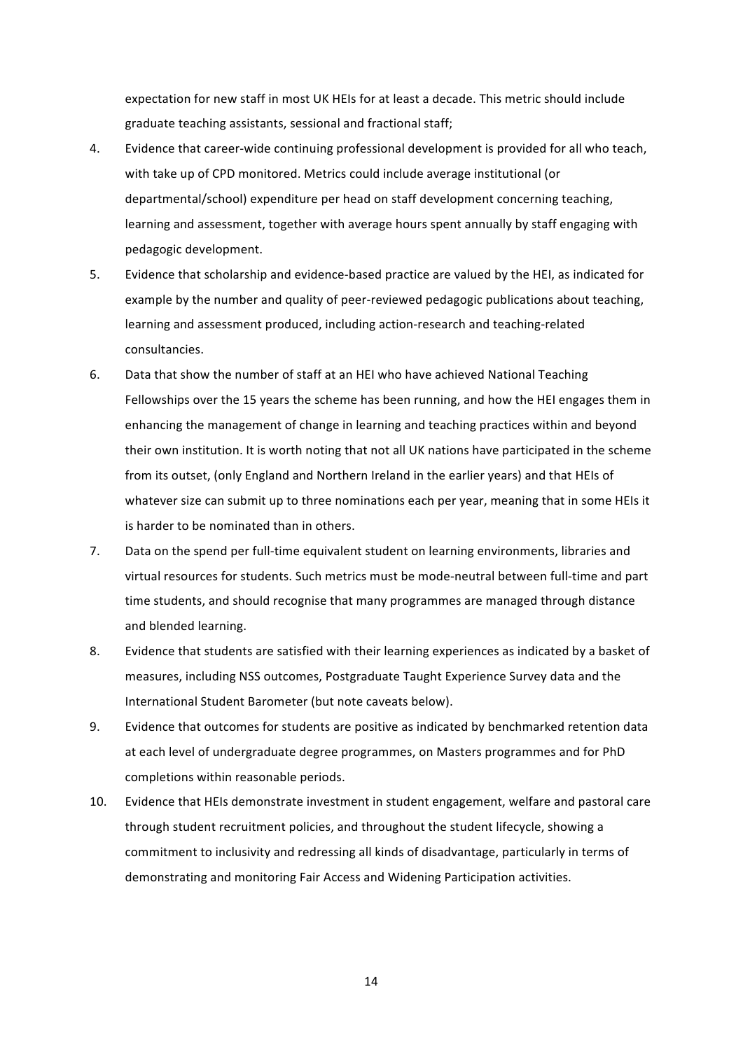expectation for new staff in most UK HEIs for at least a decade. This metric should include graduate teaching assistants, sessional and fractional staff;

4. Evidence that career-wide continuing professional development is provided for all who teach, with take up of CPD monitored. Metrics could include average institutional (or departmental/school) expenditure per head on staff development concerning teaching, learning and assessment, together with average hours spent annually by staff engaging with pedagogic development.
5. Evidence that scholarship and evidence-based practice are valued by the HEI, as indicated for example by the number and quality of peer-reviewed pedagogic publications about teaching, learning and assessment produced, including action-research and teaching-related consultancies.
6. Data that show the number of staff at an HEI who have achieved National Teaching Fellowships over the 15 years the scheme has been running, and how the HEI engages them in enhancing the management of change in learning and teaching practices within and beyond their own institution. It is worth noting that not all UK nations have participated in the scheme from its outset, (only England and Northern Ireland in the earlier years) and that HEIs of whatever size can submit up to three nominations each per year, meaning that in some HEIs it is harder to be nominated than in others.
7. Data on the spend per full-time equivalent student on learning environments, libraries and virtual resources for students. Such metrics must be mode-neutral between full-time and part time students, and should recognise that many programmes are managed through distance and blended learning.
8. Evidence that students are satisfied with their learning experiences as indicated by a basket of measures, including NSS outcomes, Postgraduate Taught Experience Survey data and the International Student Barometer (but note caveats below).
9. Evidence that outcomes for students are positive as indicated by benchmarked retention data at each level of undergraduate degree programmes, on Masters programmes and for PhD completions within reasonable periods.
10. Evidence that HEIs demonstrate investment in student engagement, welfare and pastoral care through student recruitment policies, and throughout the student lifecycle, showing a commitment to inclusivity and redressing all kinds of disadvantage, particularly in terms of demonstrating and monitoring Fair Access and Widening Participation activities.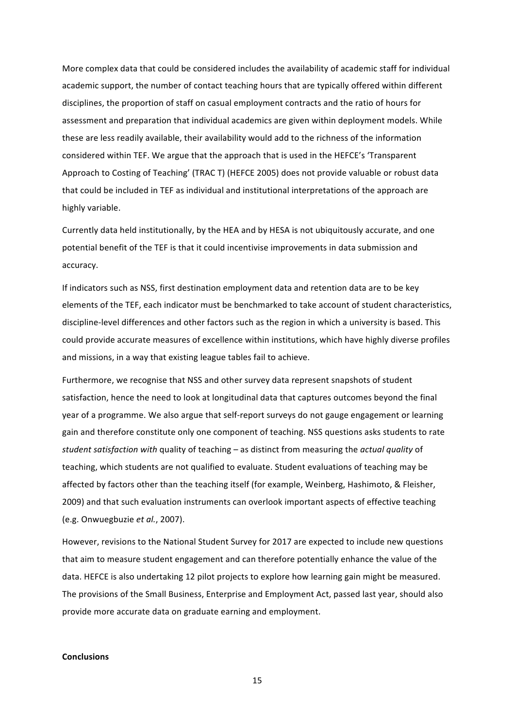More complex data that could be considered includes the availability of academic staff for individual academic support, the number of contact teaching hours that are typically offered within different disciplines, the proportion of staff on casual employment contracts and the ratio of hours for assessment and preparation that individual academics are given within deployment models. While these are less readily available, their availability would add to the richness of the information considered within TEF. We argue that the approach that is used in the HEFCE's 'Transparent Approach to Costing of Teaching' (TRAC T) (HEFCE 2005) does not provide valuable or robust data that could be included in TEF as individual and institutional interpretations of the approach are highly variable.

Currently data held institutionally, by the HEA and by HESA is not ubiquitously accurate, and one potential benefit of the TEF is that it could incentivise improvements in data submission and accuracy.

If indicators such as NSS, first destination employment data and retention data are to be key elements of the TEF, each indicator must be benchmarked to take account of student characteristics, discipline-level differences and other factors such as the region in which a university is based. This could provide accurate measures of excellence within institutions, which have highly diverse profiles and missions, in a way that existing league tables fail to achieve.

Furthermore, we recognise that NSS and other survey data represent snapshots of student satisfaction, hence the need to look at longitudinal data that captures outcomes beyond the final year of a programme. We also argue that self-report surveys do not gauge engagement or learning gain and therefore constitute only one component of teaching. NSS questions asks students to rate *student satisfaction with* quality of teaching – as distinct from measuring the *actual quality* of teaching, which students are not qualified to evaluate. Student evaluations of teaching may be affected by factors other than the teaching itself (for example, Weinberg, Hashimoto, & Fleisher, 2009) and that such evaluation instruments can overlook important aspects of effective teaching (e.g. Onwuegbuzie *et al.*, 2007).

However, revisions to the National Student Survey for 2017 are expected to include new questions that aim to measure student engagement and can therefore potentially enhance the value of the data. HEFCE is also undertaking 12 pilot projects to explore how learning gain might be measured. The provisions of the Small Business, Enterprise and Employment Act, passed last year, should also provide more accurate data on graduate earning and employment.

**Conclusions**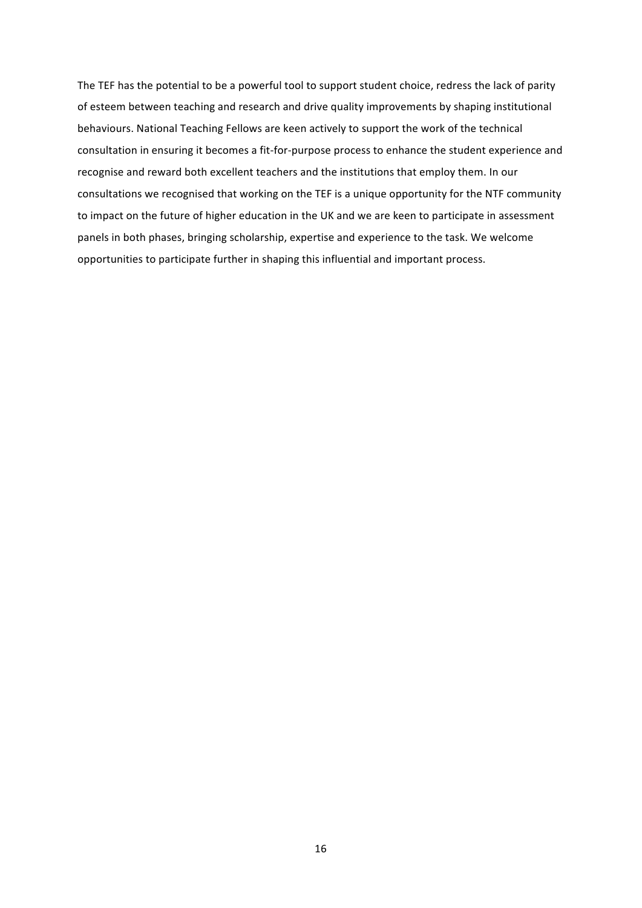The TEF has the potential to be a powerful tool to support student choice, redress the lack of parity of esteem between teaching and research and drive quality improvements by shaping institutional behaviours. National Teaching Fellows are keen actively to support the work of the technical consultation in ensuring it becomes a fit-for-purpose process to enhance the student experience and recognise and reward both excellent teachers and the institutions that employ them. In our consultations we recognised that working on the TEF is a unique opportunity for the NTF community to impact on the future of higher education in the UK and we are keen to participate in assessment panels in both phases, bringing scholarship, expertise and experience to the task. We welcome opportunities to participate further in shaping this influential and important process.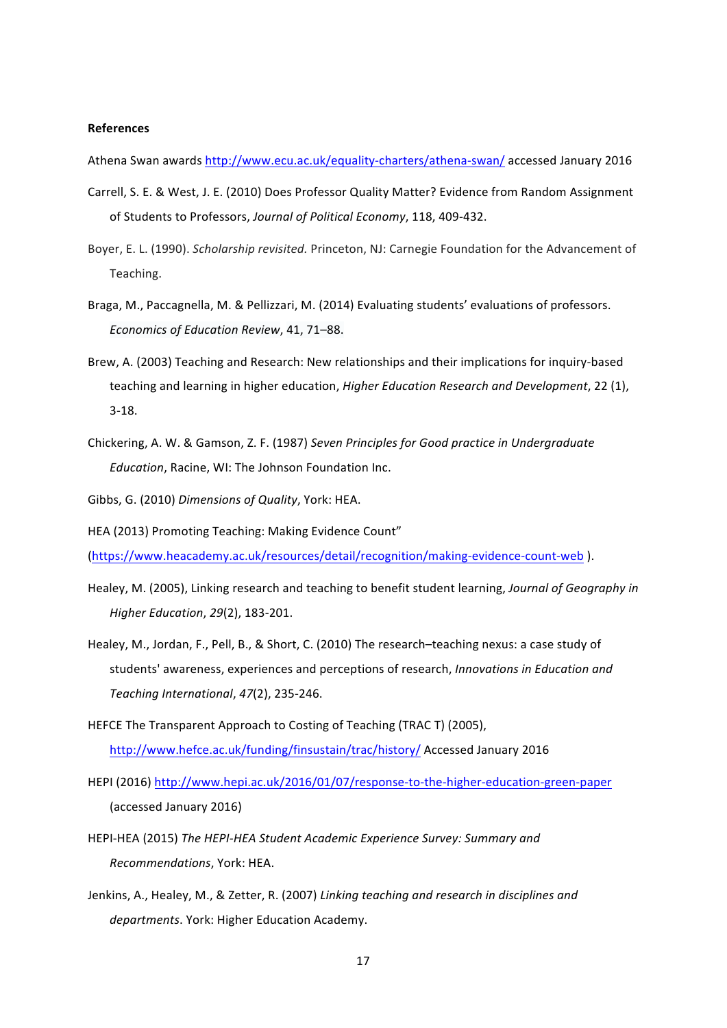**References**

Athena Swan awards http://www.ecu.ac.uk/equality-charters/athena-swan/ accessed January 2016

Carrell, S. E. & West, J. E. (2010) Does Professor Quality Matter? Evidence from Random Assignment of Students to Professors, *Journal of Political Economy*, 118, 409-432.

Boyer, E. L. (1990). *Scholarship revisited.* Princeton, NJ: Carnegie Foundation for the Advancement of Teaching.

Braga, M., Paccagnella, M. & Pellizzari, M. (2014) Evaluating students' evaluations of professors. *Economics of Education Review*, 41, 71–88.

Brew, A. (2003) Teaching and Research: New relationships and their implications for inquiry-based teaching and learning in higher education, *Higher Education Research and Development*, 22 (1), 3-18.

Chickering, A. W. & Gamson, Z. F. (1987) *Seven Principles for Good practice in Undergraduate Education*, Racine, WI: The Johnson Foundation Inc.

Gibbs, G. (2010) *Dimensions of Quality*, York: HEA.

HEA (2013) Promoting Teaching: Making Evidence Count" (https://www.heacademy.ac.uk/resources/detail/recognition/making-evidence-count-web ).

Healey, M. (2005), Linking research and teaching to benefit student learning, *Journal of Geography in Higher Education*, *29*(2), 183-201.

Healey, M., Jordan, F., Pell, B., & Short, C. (2010) The research–teaching nexus: a case study of students' awareness, experiences and perceptions of research, *Innovations in Education and Teaching International*, *47*(2), 235-246.

HEFCE The Transparent Approach to Costing of Teaching (TRAC T) (2005), http://www.hefce.ac.uk/funding/finsustain/trac/history/ Accessed January 2016

HEPI (2016) http://www.hepi.ac.uk/2016/01/07/response-to-the-higher-education-green-paper (accessed January 2016)

HEPI-HEA (2015) *The HEPI-HEA Student Academic Experience Survey: Summary and Recommendations*, York: HEA.

Jenkins, A., Healey, M., & Zetter, R. (2007) *Linking teaching and research in disciplines and departments*. York: Higher Education Academy.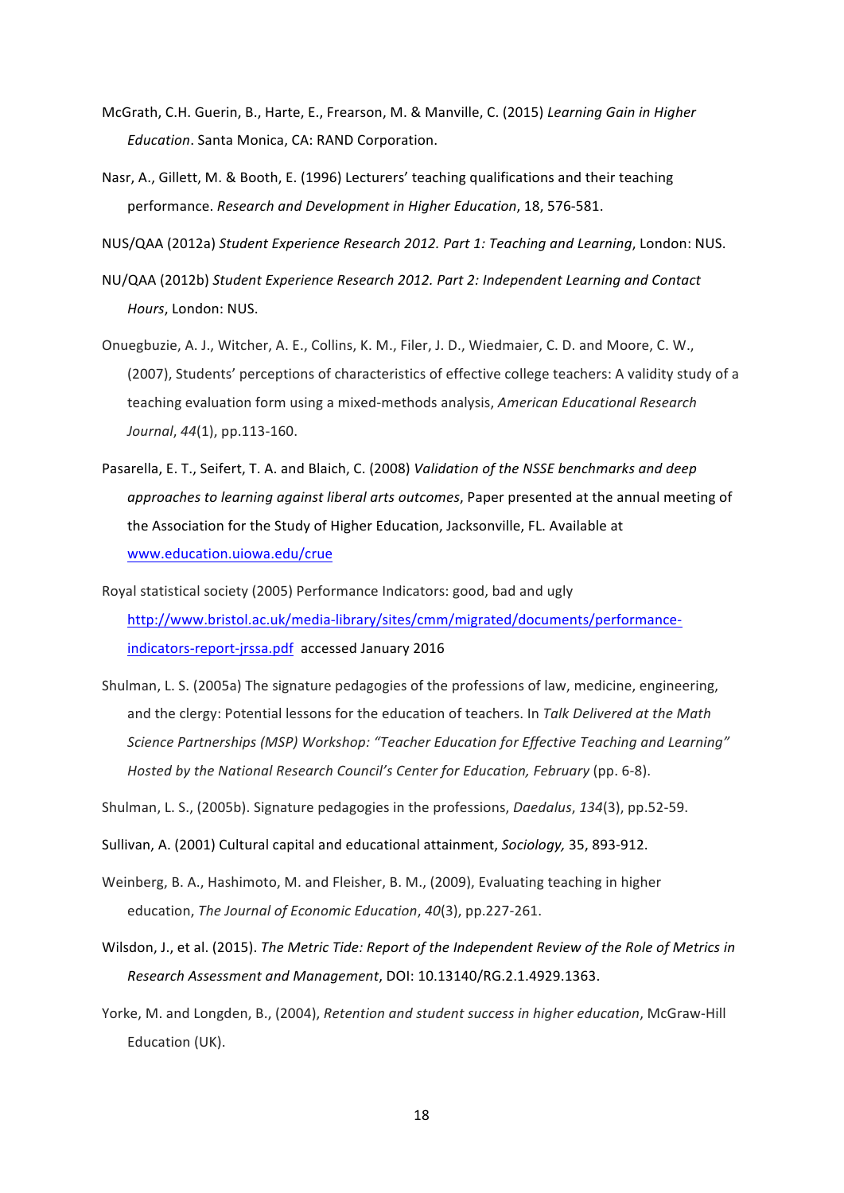McGrath, C.H. Guerin, B., Harte, E., Frearson, M. & Manville, C. (2015) *Learning Gain in Higher Education*. Santa Monica, CA: RAND Corporation.

Nasr, A., Gillett, M. & Booth, E. (1996) Lecturers' teaching qualifications and their teaching performance. *Research and Development in Higher Education*, 18, 576-581.

NUS/QAA (2012a) *Student Experience Research 2012. Part 1: Teaching and Learning*, London: NUS.

NU/QAA (2012b) *Student Experience Research 2012. Part 2: Independent Learning and Contact Hours*, London: NUS.

Onuegbuzie, A. J., Witcher, A. E., Collins, K. M., Filer, J. D., Wiedmaier, C. D. and Moore, C. W., (2007), Students' perceptions of characteristics of effective college teachers: A validity study of a teaching evaluation form using a mixed-methods analysis, *American Educational Research Journal*, *44*(1), pp.113-160.

Pasarella, E. T., Seifert, T. A. and Blaich, C. (2008) *Validation of the NSSE benchmarks and deep approaches to learning against liberal arts outcomes*, Paper presented at the annual meeting of the Association for the Study of Higher Education, Jacksonville, FL. Available at [www.education.uiowa.edu/crue](www.education.uiowa.edu/crue)

Royal statistical society (2005) Performance Indicators: good, bad and ugly [http://www.bristol.ac.uk/media-library/sites/cmm/migrated/documents/performance-indicators-report-jrssa.pdf](http://www.bristol.ac.uk/media-library/sites/cmm/migrated/documents/performance-indicators-report-jrssa.pdf) accessed January 2016

Shulman, L. S. (2005a) The signature pedagogies of the professions of law, medicine, engineering, and the clergy: Potential lessons for the education of teachers. In *Talk Delivered at the Math Science Partnerships (MSP) Workshop: "Teacher Education for Effective Teaching and Learning" Hosted by the National Research Council's Center for Education, February* (pp. 6-8).

Shulman, L. S., (2005b). Signature pedagogies in the professions, *Daedalus*, *134*(3), pp.52-59.

Sullivan, A. (2001) Cultural capital and educational attainment, *Sociology,* 35, 893-912.

Weinberg, B. A., Hashimoto, M. and Fleisher, B. M., (2009), Evaluating teaching in higher education, *The Journal of Economic Education*, *40*(3), pp.227-261.

Wilsdon, J., et al. (2015). *The Metric Tide: Report of the Independent Review of the Role of Metrics in Research Assessment and Management*, DOI: 10.13140/RG.2.1.4929.1363.

Yorke, M. and Longden, B., (2004), *Retention and student success in higher education*, McGraw-Hill Education (UK).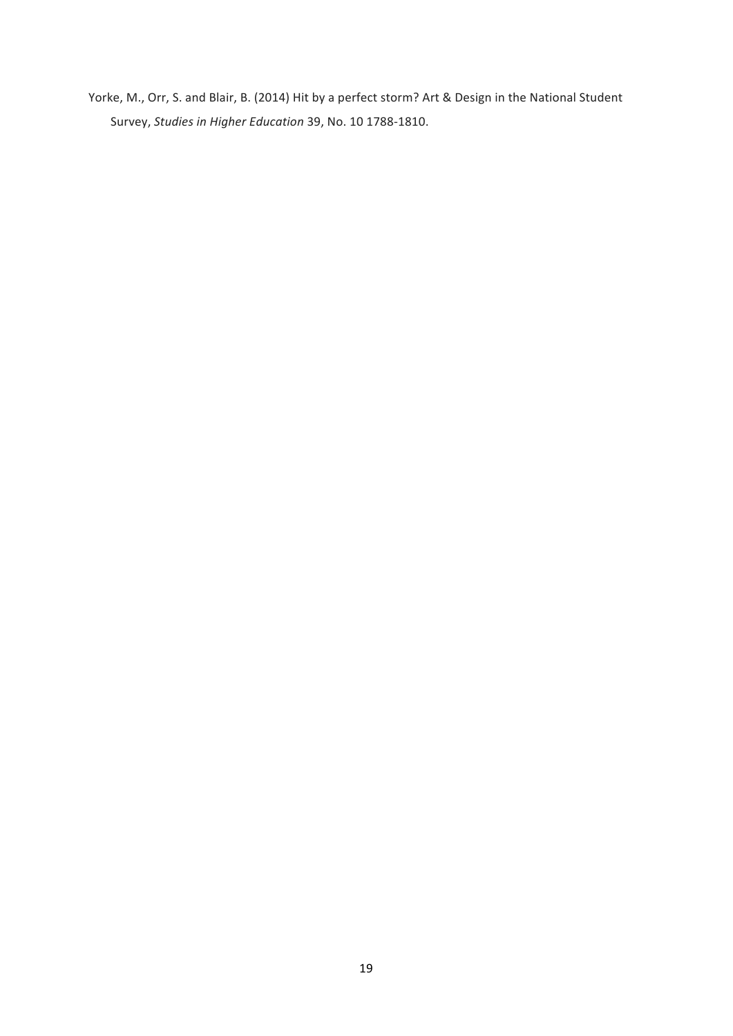Yorke, M., Orr, S. and Blair, B. (2014) Hit by a perfect storm? Art & Design in the National Student Survey, *Studies in Higher Education* 39, No. 10 1788-1810.